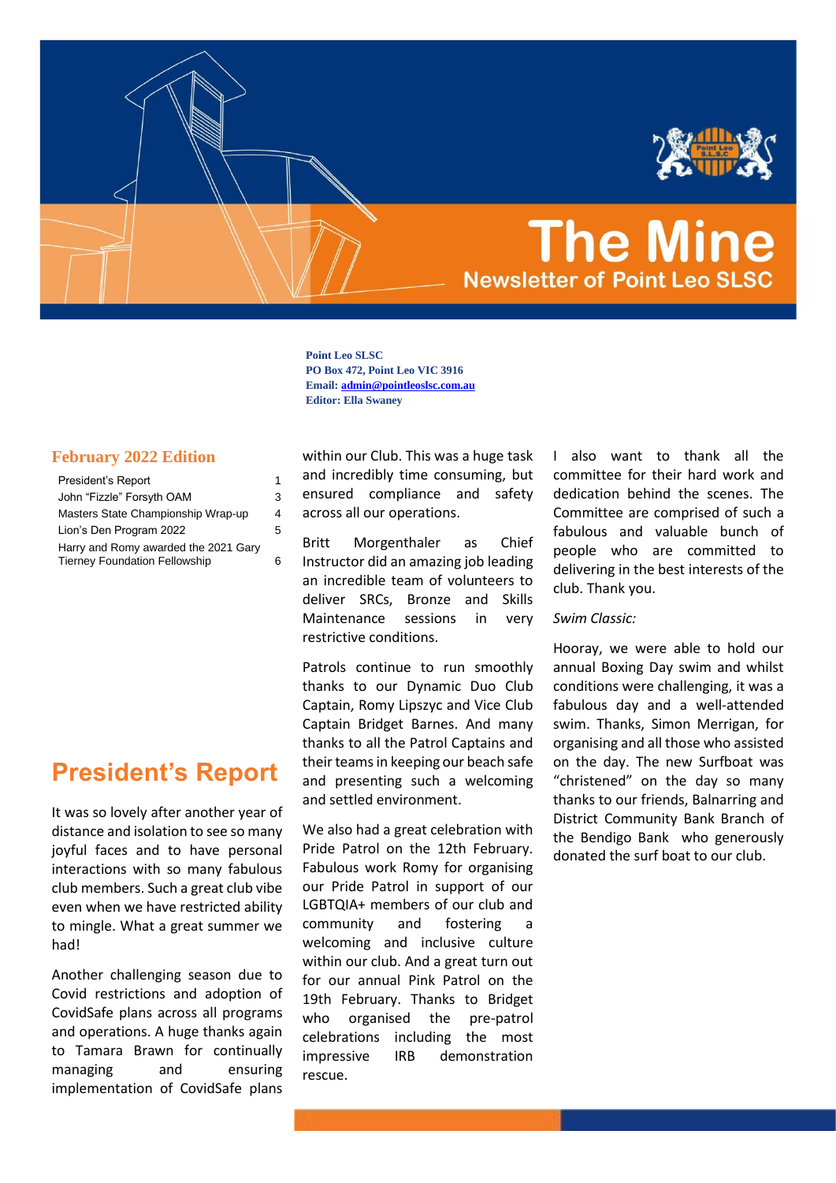# The Mine

## Newsletter of Point Leo SLSC

**Point Leo SLSC**
**PO Box 472, Point Leo VIC 3916**
**Email: admin@pointleoslsc.com.au**
**Editor: Ella Swaney**

### February 2022 Edition

| | |
|---|---|
| President's Report | 1 |
| John "Fizzle" Forsyth OAM | 3 |
| Masters State Championship Wrap-up | 4 |
| Lion's Den Program 2022 | 5 |
| Harry and Romy awarded the 2021 Gary Tierney Foundation Fellowship | 6 |

## President's Report

It was so lovely after another year of distance and isolation to see so many joyful faces and to have personal interactions with so many fabulous club members. Such a great club vibe even when we have restricted ability to mingle. What a great summer we had!

Another challenging season due to Covid restrictions and adoption of CovidSafe plans across all programs and operations. A huge thanks again to Tamara Brawn for continually managing and ensuring implementation of CovidSafe plans within our Club. This was a huge task and incredibly time consuming, but ensured compliance and safety across all our operations.

Britt Morgenthaler as Chief Instructor did an amazing job leading an incredible team of volunteers to deliver SRCs, Bronze and Skills Maintenance sessions in very restrictive conditions.

Patrols continue to run smoothly thanks to our Dynamic Duo Club Captain, Romy Lipszyc and Vice Club Captain Bridget Barnes. And many thanks to all the Patrol Captains and their teams in keeping our beach safe and presenting such a welcoming and settled environment.

We also had a great celebration with Pride Patrol on the 12th February. Fabulous work Romy for organising our Pride Patrol in support of our LGBTQIA+ members of our club and community and fostering a welcoming and inclusive culture within our club. And a great turn out for our annual Pink Patrol on the 19th February. Thanks to Bridget who organised the pre-patrol celebrations including the most impressive IRB demonstration rescue.

I also want to thank all the committee for their hard work and dedication behind the scenes. The Committee are comprised of such a fabulous and valuable bunch of people who are committed to delivering in the best interests of the club. Thank you.

*Swim Classic:*

Hooray, we were able to hold our annual Boxing Day swim and whilst conditions were challenging, it was a fabulous day and a well-attended swim. Thanks, Simon Merrigan, for organising and all those who assisted on the day. The new Surfboat was "christened" on the day so many thanks to our friends, Balnarring and District Community Bank Branch of the Bendigo Bank who generously donated the surf boat to our club.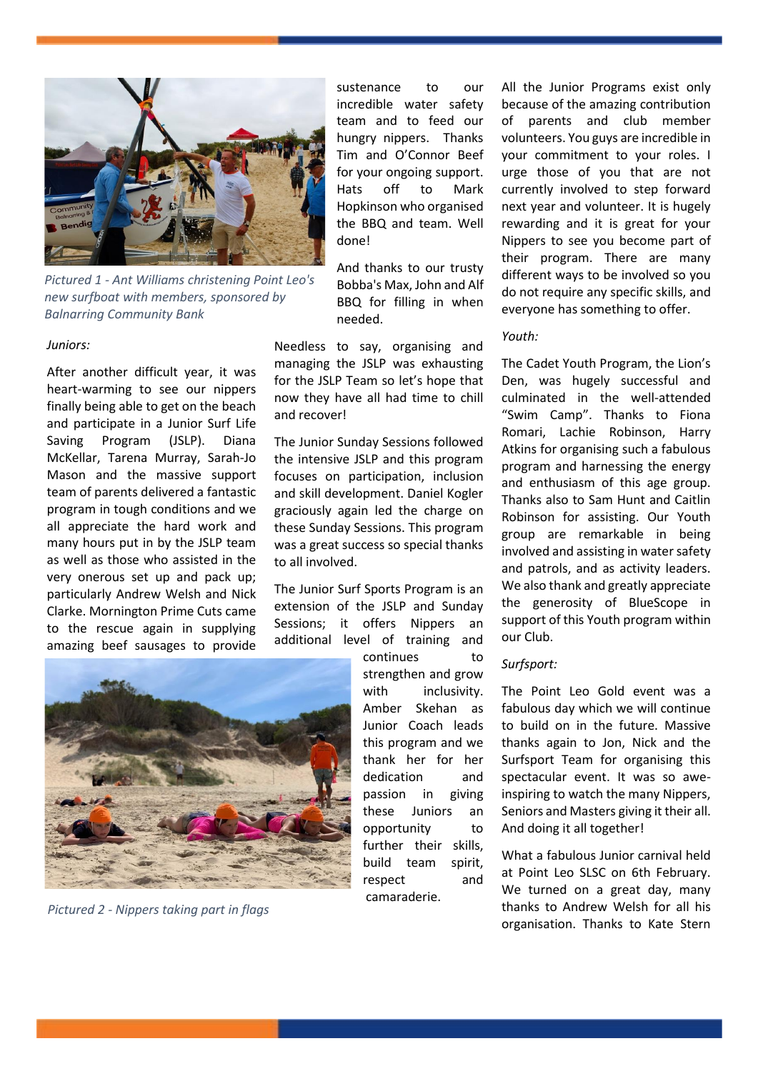*Pictured 1 - Ant Williams christening Point Leo's new surfboat with members, sponsored by Balnarring Community Bank*

*Juniors:*

After another difficult year, it was heart-warming to see our nippers finally being able to get on the beach and participate in a Junior Surf Life Saving Program (JSLP). Diana McKellar, Tarena Murray, Sarah-Jo Mason and the massive support team of parents delivered a fantastic program in tough conditions and we all appreciate the hard work and many hours put in by the JSLP team as well as those who assisted in the very onerous set up and pack up; particularly Andrew Welsh and Nick Clarke. Mornington Prime Cuts came to the rescue again in supplying amazing beef sausages to provide sustenance to our incredible water safety team and to feed our hungry nippers. Thanks Tim and O'Connor Beef for your ongoing support. Hats off to Mark Hopkinson who organised the BBQ and team. Well done!

And thanks to our trusty Bobba's Max, John and Alf BBQ for filling in when needed.

Needless to say, organising and managing the JSLP was exhausting for the JSLP Team so let's hope that now they have all had time to chill and recover!

The Junior Sunday Sessions followed the intensive JSLP and this program focuses on participation, inclusion and skill development. Daniel Kogler graciously again led the charge on these Sunday Sessions. This program was a great success so special thanks to all involved.

The Junior Surf Sports Program is an extension of the JSLP and Sunday Sessions; it offers Nippers an additional level of training and continues to strengthen and grow with inclusivity. Amber Skehan as Junior Coach leads this program and we thank her for her dedication and passion in giving these Juniors an opportunity to further their skills, build team spirit, respect and camaraderie.

*Pictured 2 - Nippers taking part in flags*

All the Junior Programs exist only because of the amazing contribution of parents and club member volunteers. You guys are incredible in your commitment to your roles. I urge those of you that are not currently involved to step forward next year and volunteer. It is hugely rewarding and it is great for your Nippers to see you become part of their program. There are many different ways to be involved so you do not require any specific skills, and everyone has something to offer.

*Youth:*

The Cadet Youth Program, the Lion's Den, was hugely successful and culminated in the well-attended "Swim Camp". Thanks to Fiona Romari, Lachie Robinson, Harry Atkins for organising such a fabulous program and harnessing the energy and enthusiasm of this age group. Thanks also to Sam Hunt and Caitlin Robinson for assisting. Our Youth group are remarkable in being involved and assisting in water safety and patrols, and as activity leaders. We also thank and greatly appreciate the generosity of BlueScope in support of this Youth program within our Club.

*Surfsport:*

The Point Leo Gold event was a fabulous day which we will continue to build on in the future. Massive thanks again to Jon, Nick and the Surfsport Team for organising this spectacular event. It was so awe-inspiring to watch the many Nippers, Seniors and Masters giving it their all. And doing it all together!

What a fabulous Junior carnival held at Point Leo SLSC on 6th February. We turned on a great day, many thanks to Andrew Welsh for all his organisation. Thanks to Kate Stern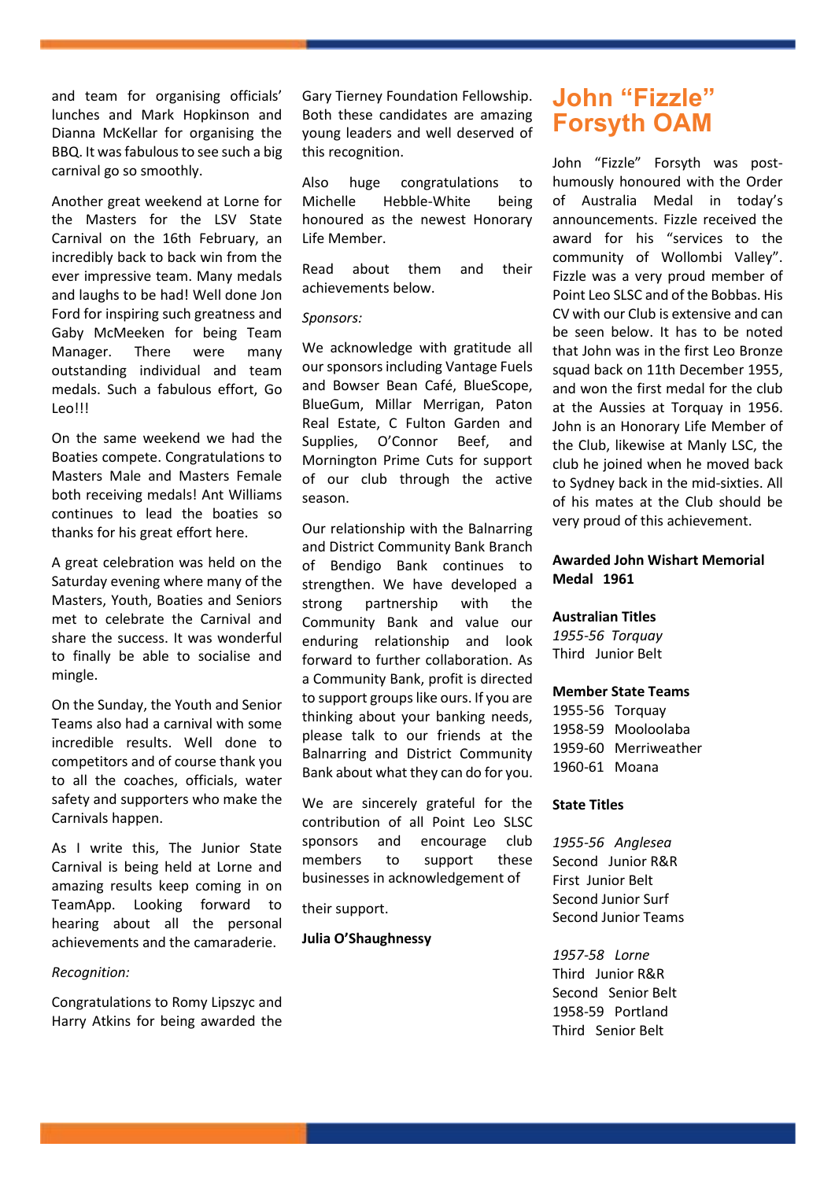and team for organising officials' lunches and Mark Hopkinson and Dianna McKellar for organising the BBQ. It was fabulous to see such a big carnival go so smoothly.

Another great weekend at Lorne for the Masters for the LSV State Carnival on the 16th February, an incredibly back to back win from the ever impressive team. Many medals and laughs to be had! Well done Jon Ford for inspiring such greatness and Gaby McMeeken for being Team Manager. There were many outstanding individual and team medals. Such a fabulous effort, Go Leo!!!

On the same weekend we had the Boaties compete. Congratulations to Masters Male and Masters Female both receiving medals! Ant Williams continues to lead the boaties so thanks for his great effort here.

A great celebration was held on the Saturday evening where many of the Masters, Youth, Boaties and Seniors met to celebrate the Carnival and share the success. It was wonderful to finally be able to socialise and mingle.

On the Sunday, the Youth and Senior Teams also had a carnival with some incredible results. Well done to competitors and of course thank you to all the coaches, officials, water safety and supporters who make the Carnivals happen.

As I write this, The Junior State Carnival is being held at Lorne and amazing results keep coming in on TeamApp. Looking forward to hearing about all the personal achievements and the camaraderie.

*Recognition:*

Congratulations to Romy Lipszyc and Harry Atkins for being awarded the Gary Tierney Foundation Fellowship. Both these candidates are amazing young leaders and well deserved of this recognition.

Also huge congratulations to Michelle Hebble-White being honoured as the newest Honorary Life Member.

Read about them and their achievements below.

*Sponsors:*

We acknowledge with gratitude all our sponsors including Vantage Fuels and Bowser Bean Café, BlueScope, BlueGum, Millar Merrigan, Paton Real Estate, C Fulton Garden and Supplies, O'Connor Beef, and Mornington Prime Cuts for support of our club through the active season.

Our relationship with the Balnarring and District Community Bank Branch of Bendigo Bank continues to strengthen. We have developed a strong partnership with the Community Bank and value our enduring relationship and look forward to further collaboration. As a Community Bank, profit is directed to support groups like ours. If you are thinking about your banking needs, please talk to our friends at the Balnarring and District Community Bank about what they can do for you.

We are sincerely grateful for the contribution of all Point Leo SLSC sponsors and encourage club members to support these businesses in acknowledgement of their support.

**Julia O'Shaughnessy**

# John "Fizzle" Forsyth OAM

John "Fizzle" Forsyth was post-humously honoured with the Order of Australia Medal in today's announcements. Fizzle received the award for his "services to the community of Wollombi Valley". Fizzle was a very proud member of Point Leo SLSC and of the Bobbas. His CV with our Club is extensive and can be seen below. It has to be noted that John was in the first Leo Bronze squad back on 11th December 1955, and won the first medal for the club at the Aussies at Torquay in 1956. John is an Honorary Life Member of the Club, likewise at Manly LSC, the club he joined when he moved back to Sydney back in the mid-sixties. All of his mates at the Club should be very proud of this achievement.

**Awarded John Wishart Memorial Medal 1961**

**Australian Titles**

*1955-56 Torquay*
Third Junior Belt

**Member State Teams**

1955-56 Torquay
1958-59 Mooloolaba
1959-60 Merriweather
1960-61 Moana

**State Titles**

*1955-56 Anglesea*
Second Junior R&R
First Junior Belt
Second Junior Surf
Second Junior Teams

*1957-58 Lorne*
Third Junior R&R
Second Senior Belt
1958-59 Portland
Third Senior Belt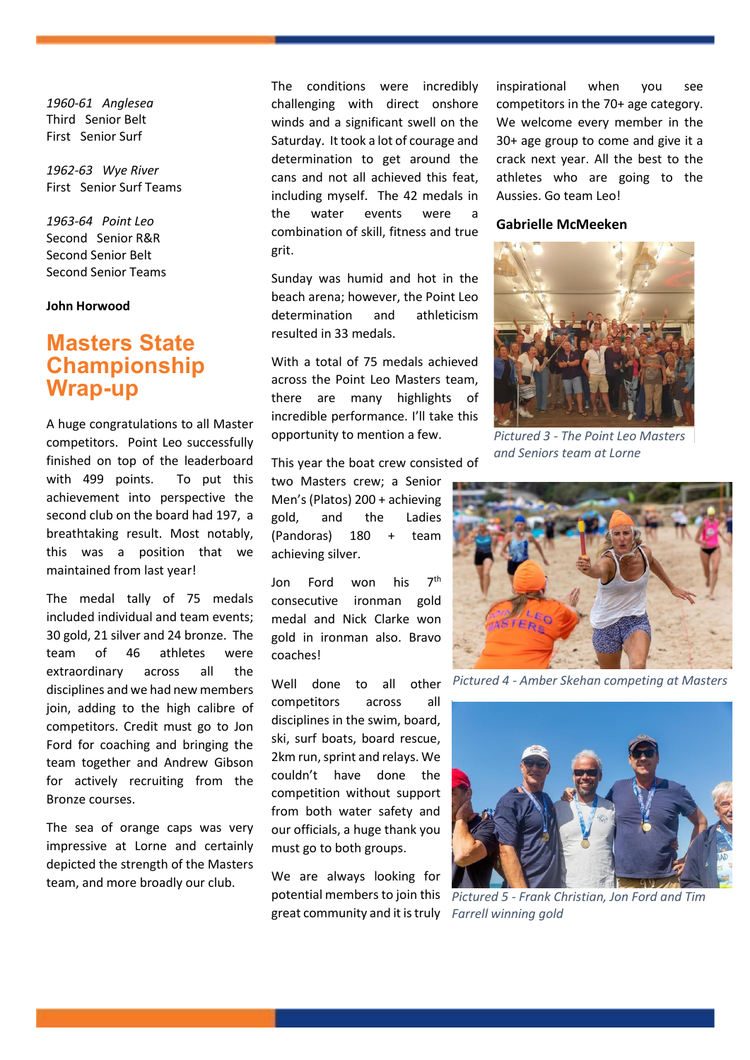*1960-61 Anglesea*
Third Senior Belt
First Senior Surf

*1962-63 Wye River*
First Senior Surf Teams

*1963-64 Point Leo*
Second Senior R&R
Second Senior Belt
Second Senior Teams

**John Horwood**

## Masters State Championship Wrap-up

A huge congratulations to all Master competitors. Point Leo successfully finished on top of the leaderboard with 499 points. To put this achievement into perspective the second club on the board had 197, a breathtaking result. Most notably, this was a position that we maintained from last year!

The medal tally of 75 medals included individual and team events; 30 gold, 21 silver and 24 bronze. The team of 46 athletes were extraordinary across all the disciplines and we had new members join, adding to the high calibre of competitors. Credit must go to Jon Ford for coaching and bringing the team together and Andrew Gibson for actively recruiting from the Bronze courses.

The sea of orange caps was very impressive at Lorne and certainly depicted the strength of the Masters team, and more broadly our club.

The conditions were incredibly challenging with direct onshore winds and a significant swell on the Saturday. It took a lot of courage and determination to get around the cans and not all achieved this feat, including myself. The 42 medals in the water events were a combination of skill, fitness and true grit.

Sunday was humid and hot in the beach arena; however, the Point Leo determination and athleticism resulted in 33 medals.

With a total of 75 medals achieved across the Point Leo Masters team, there are many highlights of incredible performance. I'll take this opportunity to mention a few.

This year the boat crew consisted of two Masters crew; a Senior Men's (Platos) 200 + achieving gold, and the Ladies (Pandoras) 180 + team achieving silver.

Jon Ford won his 7th consecutive ironman gold medal and Nick Clarke won gold in ironman also. Bravo coaches!

Well done to all other competitors across all disciplines in the swim, board, ski, surf boats, board rescue, 2km run, sprint and relays. We couldn't have done the competition without support from both water safety and our officials, a huge thank you must go to both groups.

We are always looking for potential members to join this great community and it is truly inspirational when you see competitors in the 70+ age category. We welcome every member in the 30+ age group to come and give it a crack next year. All the best to the athletes who are going to the Aussies. Go team Leo!

**Gabrielle McMeeken**

*Pictured 3 - The Point Leo Masters and Seniors team at Lorne*

*Pictured 4 - Amber Skehan competing at Masters*

*Pictured 5 - Frank Christian, Jon Ford and Tim Farrell winning gold*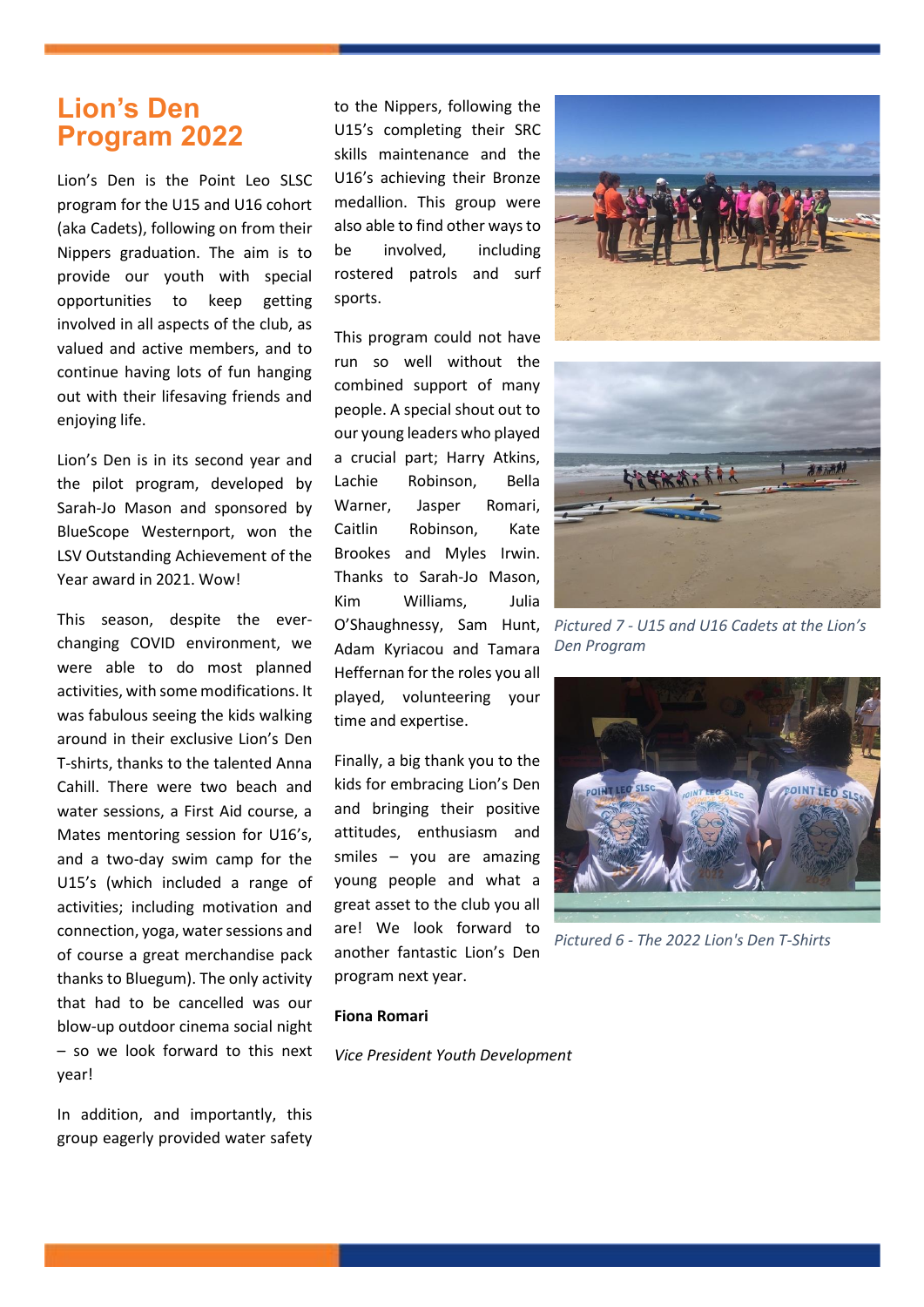# Lion's Den Program 2022

Lion's Den is the Point Leo SLSC program for the U15 and U16 cohort (aka Cadets), following on from their Nippers graduation. The aim is to provide our youth with special opportunities to keep getting involved in all aspects of the club, as valued and active members, and to continue having lots of fun hanging out with their lifesaving friends and enjoying life.

Lion's Den is in its second year and the pilot program, developed by Sarah-Jo Mason and sponsored by BlueScope Westernport, won the LSV Outstanding Achievement of the Year award in 2021. Wow!

This season, despite the ever-changing COVID environment, we were able to do most planned activities, with some modifications. It was fabulous seeing the kids walking around in their exclusive Lion's Den T-shirts, thanks to the talented Anna Cahill. There were two beach and water sessions, a First Aid course, a Mates mentoring session for U16's, and a two-day swim camp for the U15's (which included a range of activities; including motivation and connection, yoga, water sessions and of course a great merchandise pack thanks to Bluegum). The only activity that had to be cancelled was our blow-up outdoor cinema social night – so we look forward to this next year!

In addition, and importantly, this group eagerly provided water safety to the Nippers, following the U15's completing their SRC skills maintenance and the U16's achieving their Bronze medallion. This group were also able to find other ways to be involved, including rostered patrols and surf sports.

This program could not have run so well without the combined support of many people. A special shout out to our young leaders who played a crucial part; Harry Atkins, Lachie Robinson, Bella Warner, Jasper Romari, Caitlin Robinson, Kate Brookes and Myles Irwin. Thanks to Sarah-Jo Mason, Kim Williams, Julia O'Shaughnessy, Sam Hunt, Adam Kyriacou and Tamara Heffernan for the roles you all played, volunteering your time and expertise.

Finally, a big thank you to the kids for embracing Lion's Den and bringing their positive attitudes, enthusiasm and smiles – you are amazing young people and what a great asset to the club you all are! We look forward to another fantastic Lion's Den program next year.

**Fiona Romari**

*Vice President Youth Development*

*Pictured 7 - U15 and U16 Cadets at the Lion's Den Program*

*Pictured 6 - The 2022 Lion's Den T-Shirts*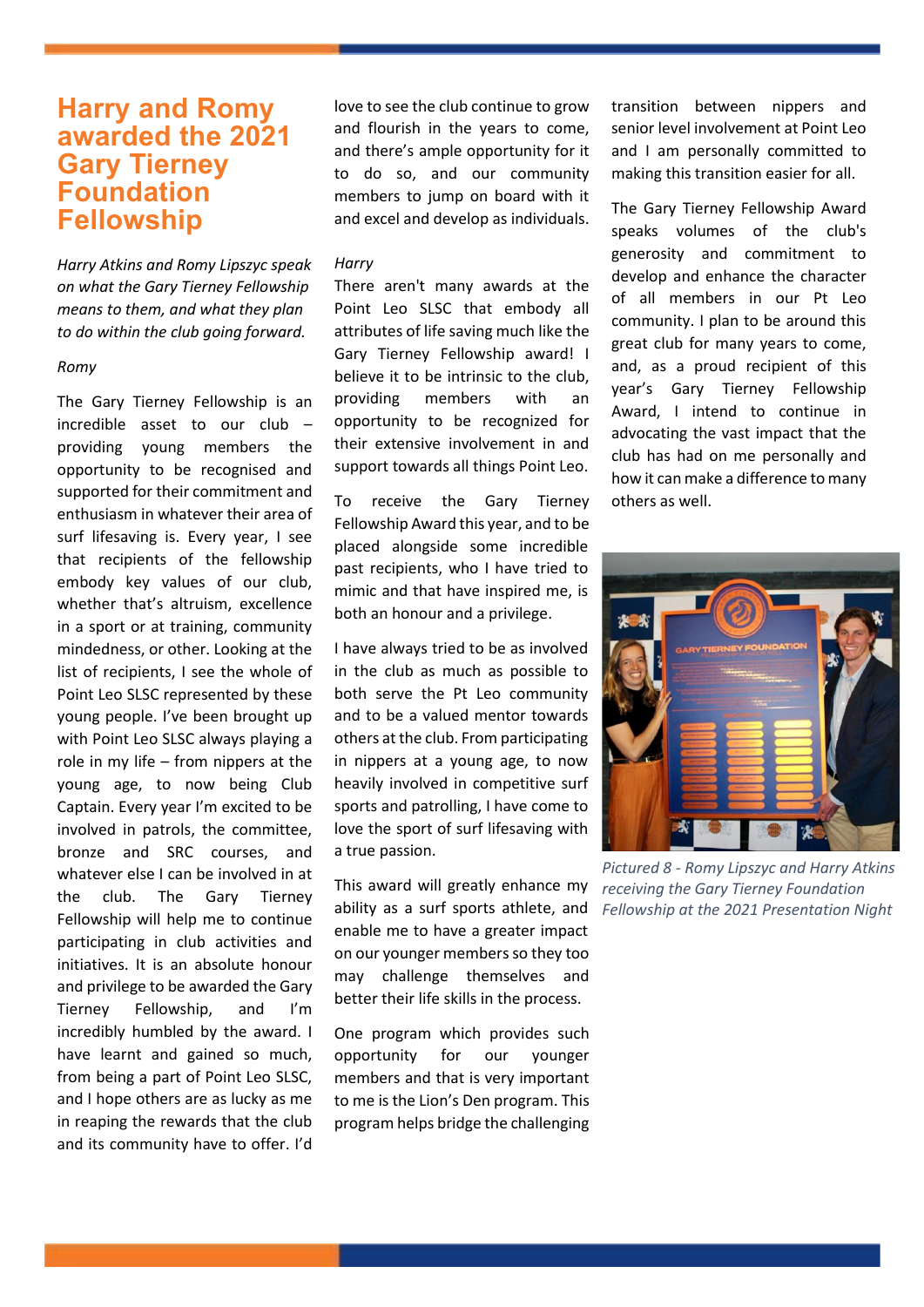# Harry and Romy awarded the 2021 Gary Tierney Foundation Fellowship

*Harry Atkins and Romy Lipszyc speak on what the Gary Tierney Fellowship means to them, and what they plan to do within the club going forward.*

*Romy*

The Gary Tierney Fellowship is an incredible asset to our club – providing young members the opportunity to be recognised and supported for their commitment and enthusiasm in whatever their area of surf lifesaving is. Every year, I see that recipients of the fellowship embody key values of our club, whether that's altruism, excellence in a sport or at training, community mindedness, or other. Looking at the list of recipients, I see the whole of Point Leo SLSC represented by these young people. I've been brought up with Point Leo SLSC always playing a role in my life – from nippers at the young age, to now being Club Captain. Every year I'm excited to be involved in patrols, the committee, bronze and SRC courses, and whatever else I can be involved in at the club. The Gary Tierney Fellowship will help me to continue participating in club activities and initiatives. It is an absolute honour and privilege to be awarded the Gary Tierney Fellowship, and I'm incredibly humbled by the award. I have learnt and gained so much, from being a part of Point Leo SLSC, and I hope others are as lucky as me in reaping the rewards that the club and its community have to offer. I'd love to see the club continue to grow and flourish in the years to come, and there's ample opportunity for it to do so, and our community members to jump on board with it and excel and develop as individuals.

*Harry*

There aren't many awards at the Point Leo SLSC that embody all attributes of life saving much like the Gary Tierney Fellowship award! I believe it to be intrinsic to the club, providing members with an opportunity to be recognized for their extensive involvement in and support towards all things Point Leo.

To receive the Gary Tierney Fellowship Award this year, and to be placed alongside some incredible past recipients, who I have tried to mimic and that have inspired me, is both an honour and a privilege.

I have always tried to be as involved in the club as much as possible to both serve the Pt Leo community and to be a valued mentor towards others at the club. From participating in nippers at a young age, to now heavily involved in competitive surf sports and patrolling, I have come to love the sport of surf lifesaving with a true passion.

This award will greatly enhance my ability as a surf sports athlete, and enable me to have a greater impact on our younger members so they too may challenge themselves and better their life skills in the process.

One program which provides such opportunity for our younger members and that is very important to me is the Lion's Den program. This program helps bridge the challenging transition between nippers and senior level involvement at Point Leo and I am personally committed to making this transition easier for all.

The Gary Tierney Fellowship Award speaks volumes of the club's generosity and commitment to develop and enhance the character of all members in our Pt Leo community. I plan to be around this great club for many years to come, and, as a proud recipient of this year's Gary Tierney Fellowship Award, I intend to continue in advocating the vast impact that the club has had on me personally and how it can make a difference to many others as well.

*Pictured 8 - Romy Lipszyc and Harry Atkins receiving the Gary Tierney Foundation Fellowship at the 2021 Presentation Night*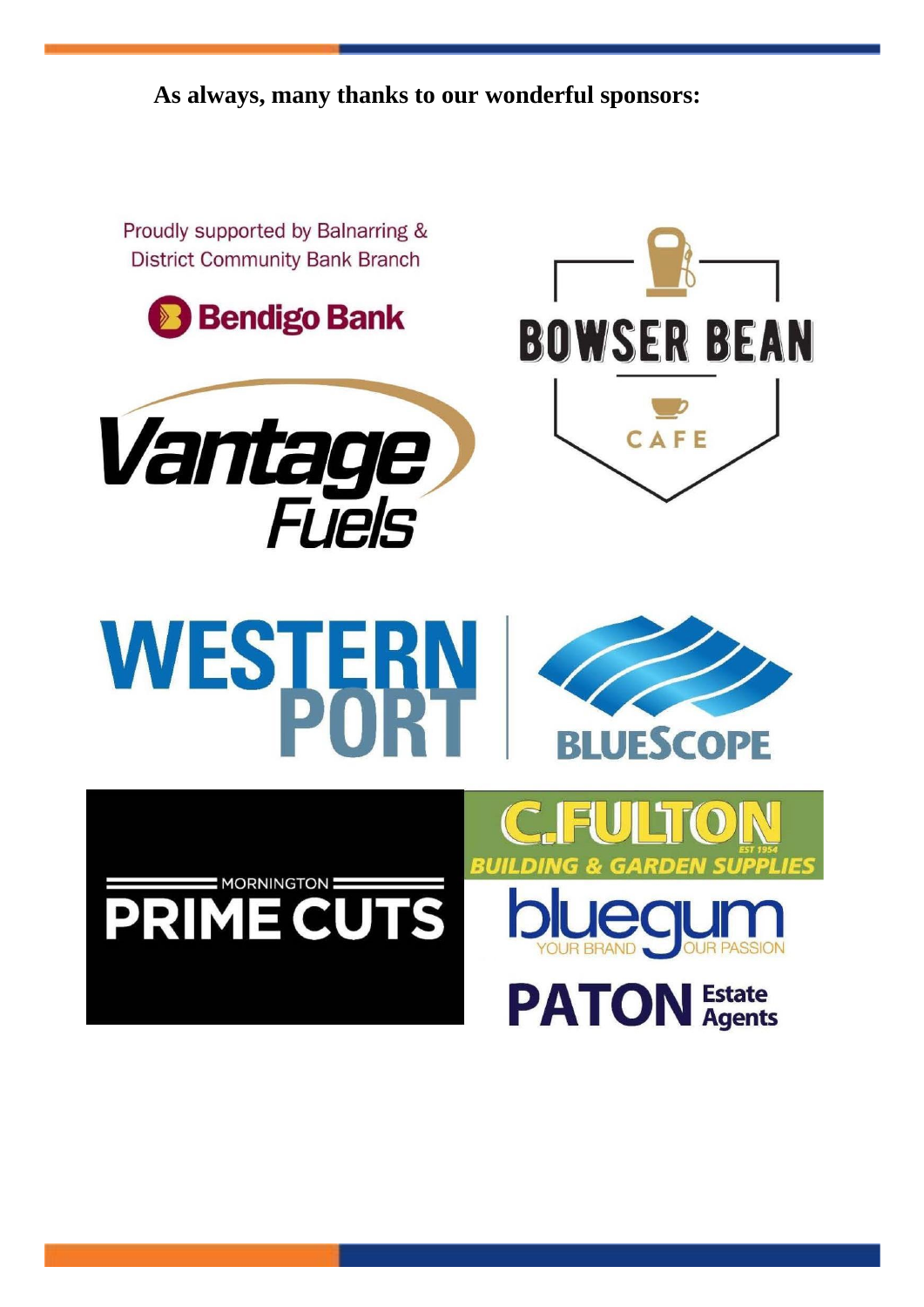**As always, many thanks to our wonderful sponsors:**

Proudly supported by Balnarring & District Community Bank Branch

Bendigo Bank

BOWSER BEAN

CAFE

Vantage Fuels

WESTERN PORT

BLUESCOPE

MORNINGTON PRIME CUTS

C.FULTON

EST 1954

BUILDING & GARDEN SUPPLIES

bluegum

YOUR BRAND OUR PASSION

PATON Estate Agents